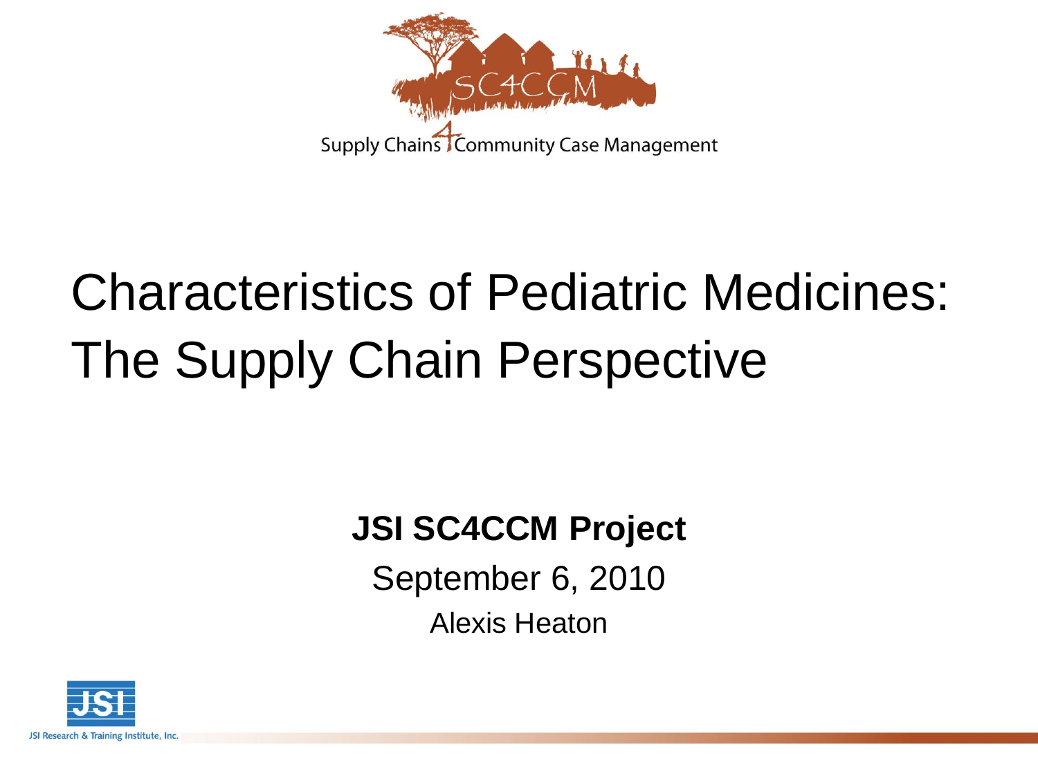SC4CCM

Supply Chains 4 Community Case Management

# Characteristics of Pediatric Medicines: The Supply Chain Perspective

**JSI SC4CCM Project**

September 6, 2010

Alexis Heaton

JSI Research & Training Institute, Inc.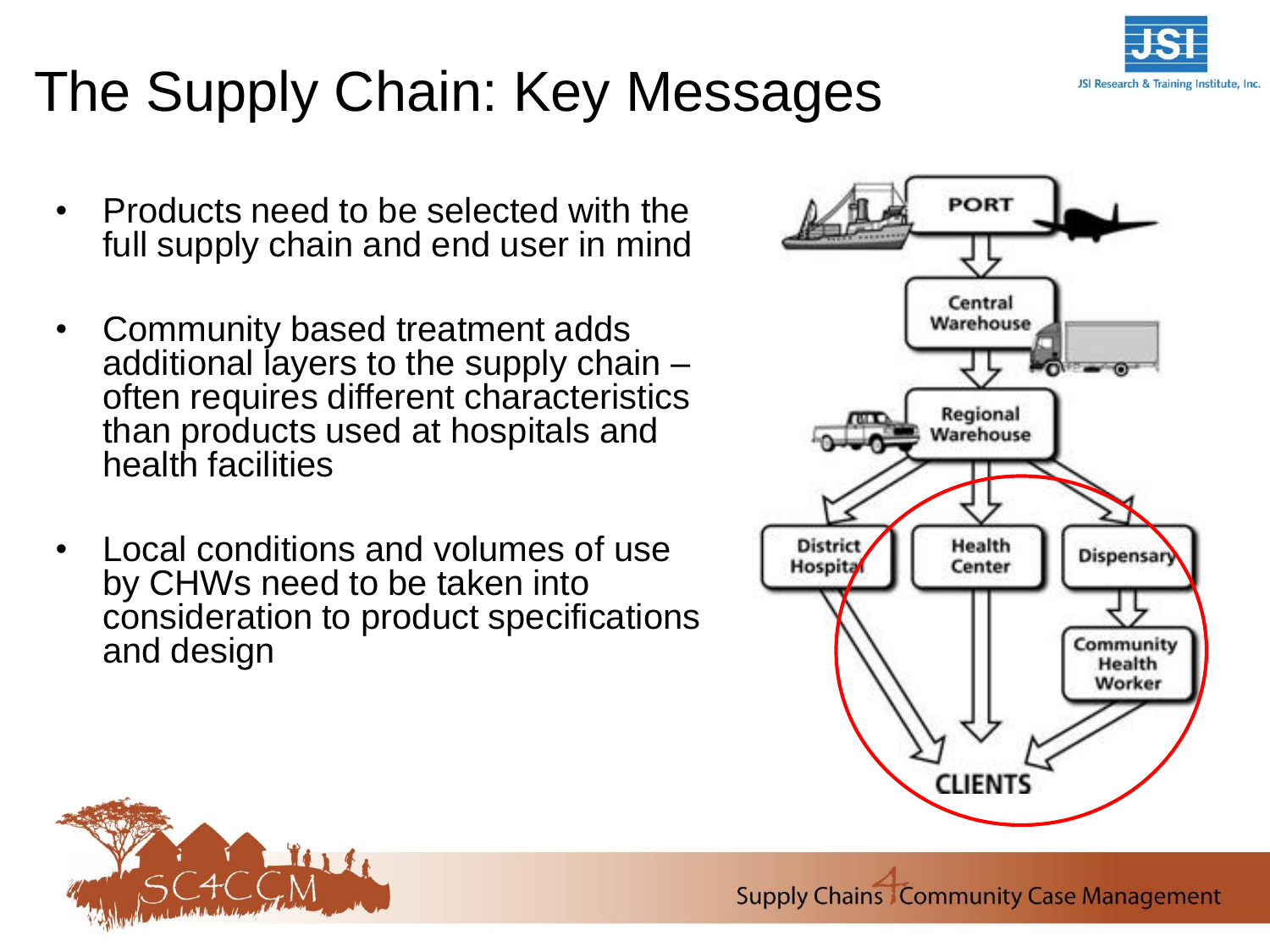# The Supply Chain: Key Messages

- Products need to be selected with the full supply chain and end user in mind
- Community based treatment adds additional layers to the supply chain – often requires different characteristics than products used at hospitals and health facilities
- Local conditions and volumes of use by CHWs need to be taken into consideration to product specifications and design

PORT

Central Warehouse

Regional Warehouse

District Hospital

Health Center

Dispensary

Community Health Worker

CLIENTS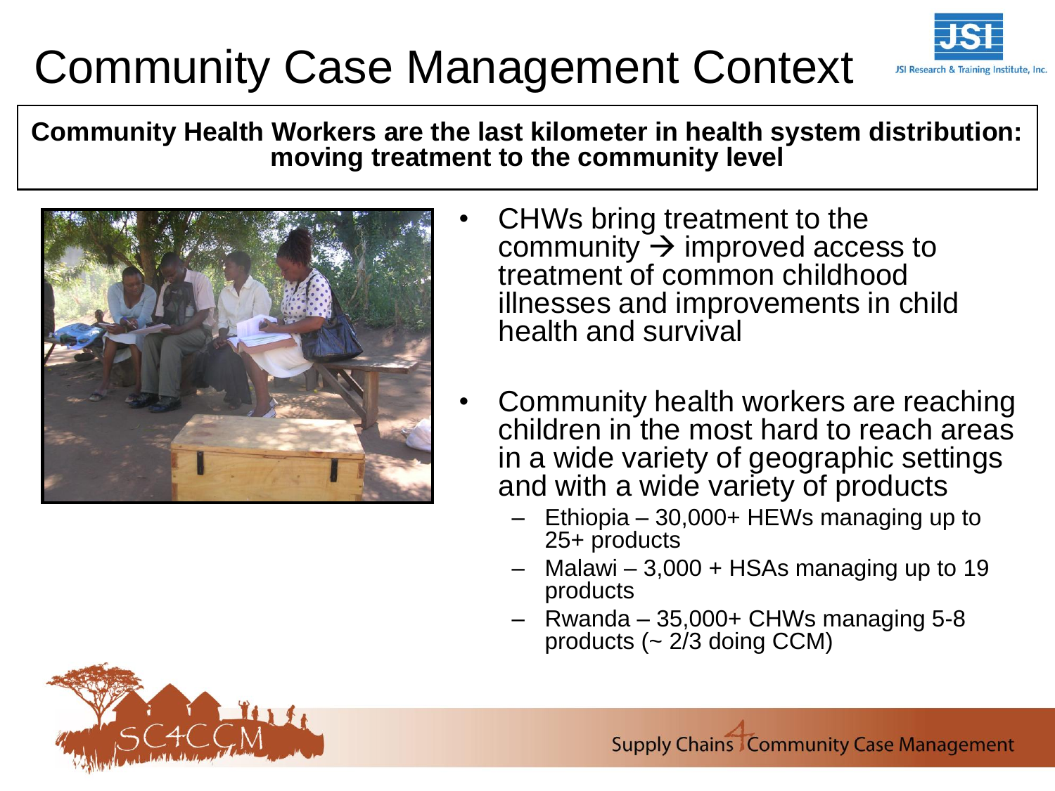# Community Case Management Context

**Community Health Workers are the last kilometer in health system distribution: moving treatment to the community level**

- CHWs bring treatment to the community → improved access to treatment of common childhood illnesses and improvements in child health and survival
- Community health workers are reaching children in the most hard to reach areas in a wide variety of geographic settings and with a wide variety of products
  - Ethiopia – 30,000+ HEWs managing up to 25+ products
  - Malawi – 3,000 + HSAs managing up to 19 products
  - Rwanda – 35,000+ CHWs managing 5-8 products (~ 2/3 doing CCM)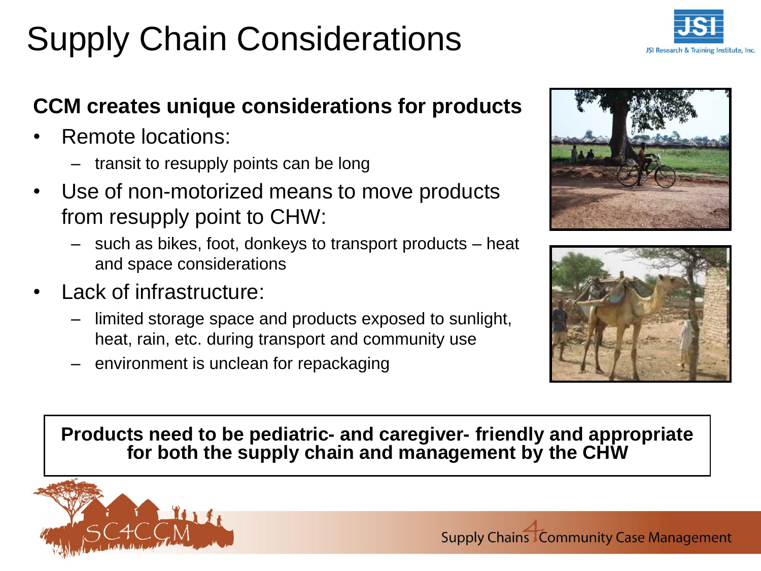# Supply Chain Considerations

**CCM creates unique considerations for products**

- Remote locations:
  - transit to resupply points can be long
- Use of non-motorized means to move products from resupply point to CHW:
  - such as bikes, foot, donkeys to transport products – heat and space considerations
- Lack of infrastructure:
  - limited storage space and products exposed to sunlight, heat, rain, etc. during transport and community use
  - environment is unclean for repackaging

**Products need to be pediatric- and caregiver- friendly and appropriate for both the supply chain and management by the CHW**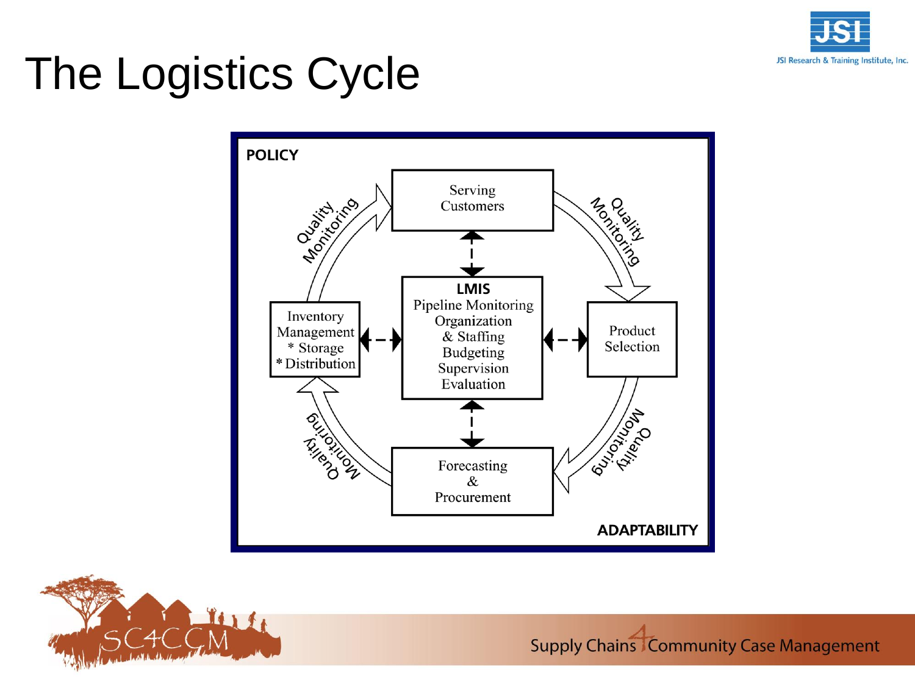# The Logistics Cycle

POLICY

Serving Customers

Quality Monitoring

Product Selection

Quality Monitoring

Forecasting & Procurement

Quality Monitoring

Inventory Management
* Storage
* Distribution

Quality Monitoring

**LMIS**
Pipeline Monitoring
Organization & Staffing
Budgeting
Supervision
Evaluation

ADAPTABILITY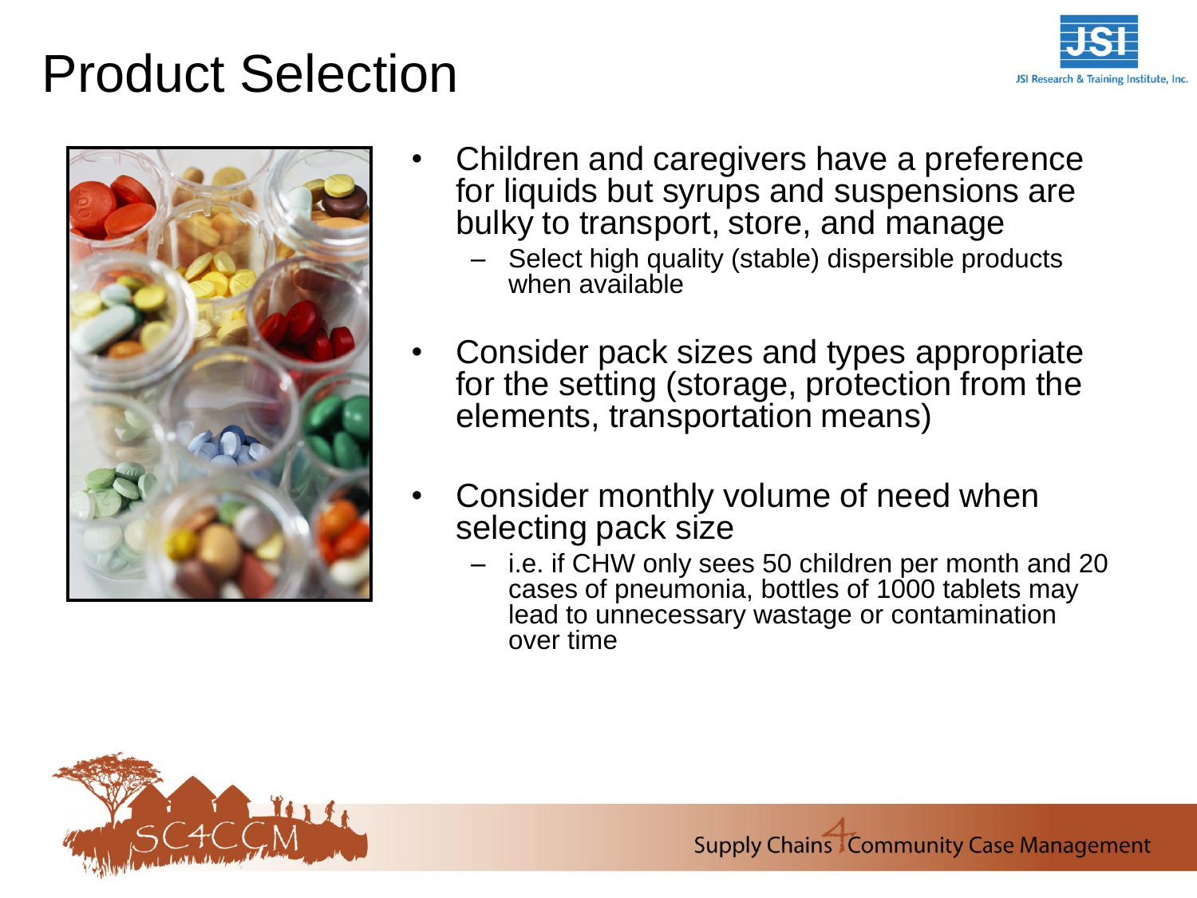# Product Selection

- Children and caregivers have a preference for liquids but syrups and suspensions are bulky to transport, store, and manage
  - Select high quality (stable) dispersible products when available
- Consider pack sizes and types appropriate for the setting (storage, protection from the elements, transportation means)
- Consider monthly volume of need when selecting pack size
  - i.e. if CHW only sees 50 children per month and 20 cases of pneumonia, bottles of 1000 tablets may lead to unnecessary wastage or contamination over time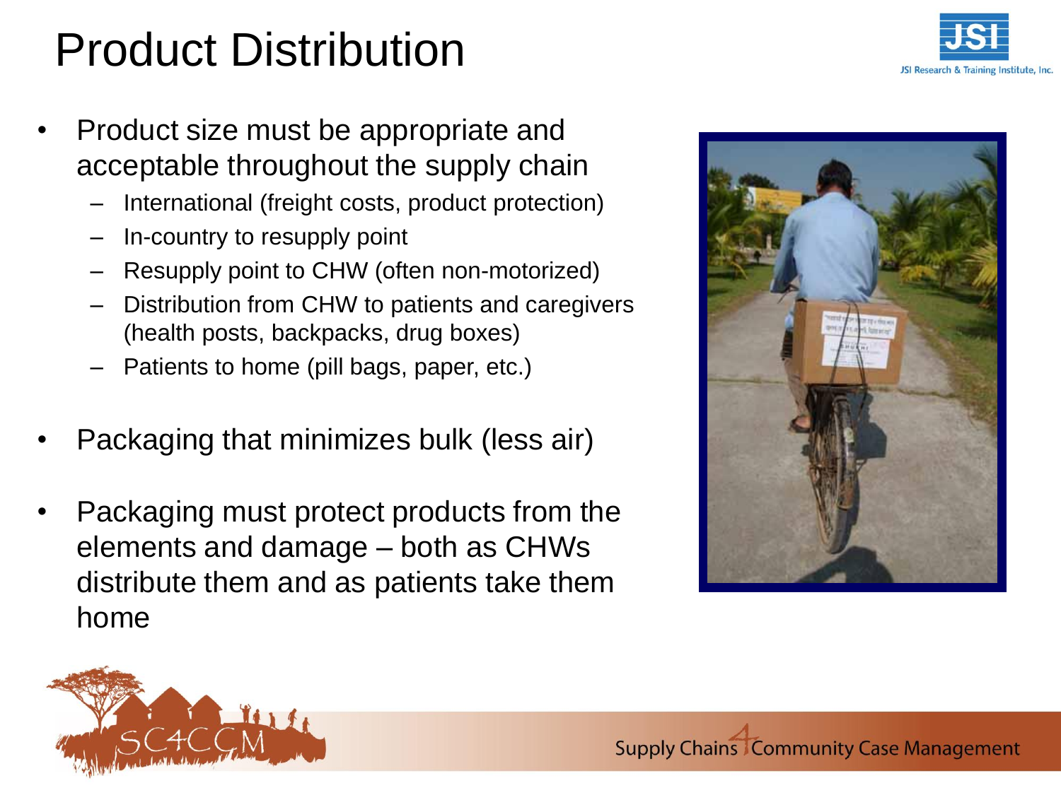# Product Distribution

- Product size must be appropriate and acceptable throughout the supply chain
  - International (freight costs, product protection)
  - In-country to resupply point
  - Resupply point to CHW (often non-motorized)
  - Distribution from CHW to patients and caregivers (health posts, backpacks, drug boxes)
  - Patients to home (pill bags, paper, etc.)
- Packaging that minimizes bulk (less air)
- Packaging must protect products from the elements and damage – both as CHWs distribute them and as patients take them home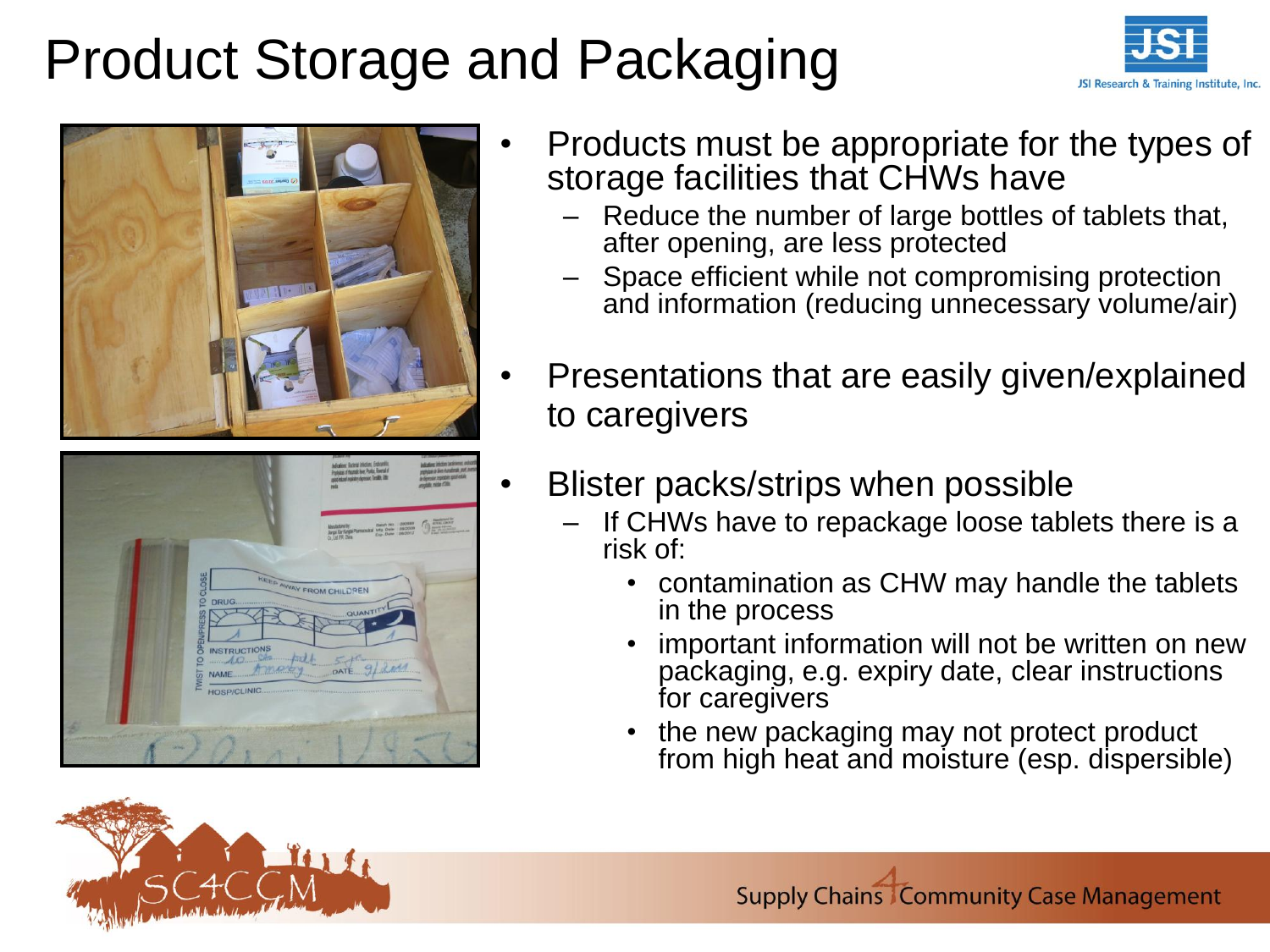# Product Storage and Packaging

- Products must be appropriate for the types of storage facilities that CHWs have
  - Reduce the number of large bottles of tablets that, after opening, are less protected
  - Space efficient while not compromising protection and information (reducing unnecessary volume/air)
- Presentations that are easily given/explained to caregivers
- Blister packs/strips when possible
  - If CHWs have to repackage loose tablets there is a risk of:
    - contamination as CHW may handle the tablets in the process
    - important information will not be written on new packaging, e.g. expiry date, clear instructions for caregivers
    - the new packaging may not protect product from high heat and moisture (esp. dispersible)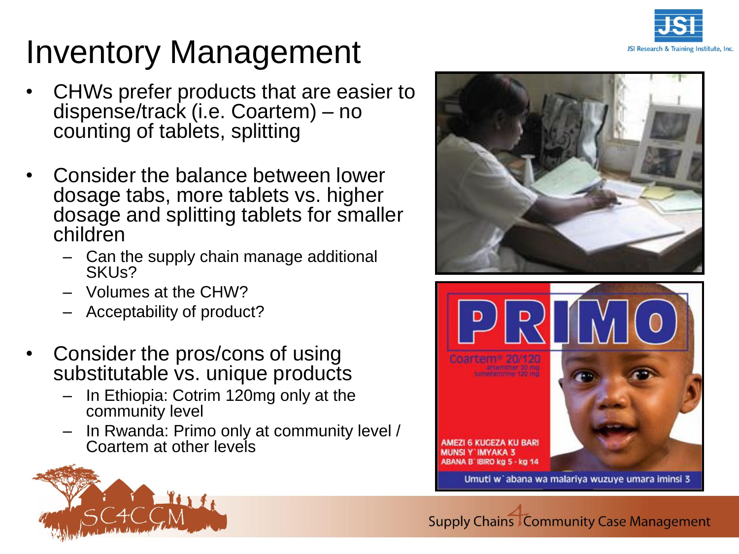# Inventory Management

- CHWs prefer products that are easier to dispense/track (i.e. Coartem) – no counting of tablets, splitting
- Consider the balance between lower dosage tabs, more tablets vs. higher dosage and splitting tablets for smaller children
  - Can the supply chain manage additional SKUs?
  - Volumes at the CHW?
  - Acceptability of product?
- Consider the pros/cons of using substitutable vs. unique products
  - In Ethiopia: Cotrim 120mg only at the community level
  - In Rwanda: Primo only at community level / Coartem at other levels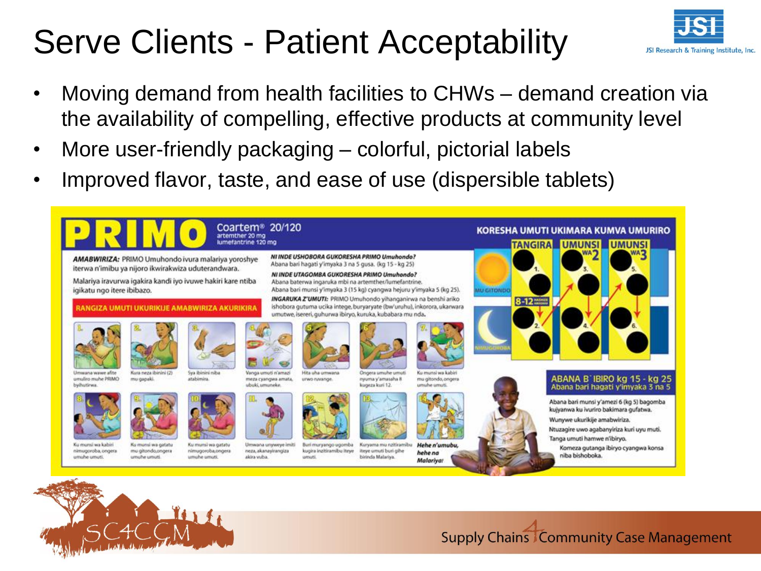# Serve Clients - Patient Acceptability

- Moving demand from health facilities to CHWs – demand creation via the availability of compelling, effective products at community level
- More user-friendly packaging – colorful, pictorial labels
- Improved flavor, taste, and ease of use (dispersible tablets)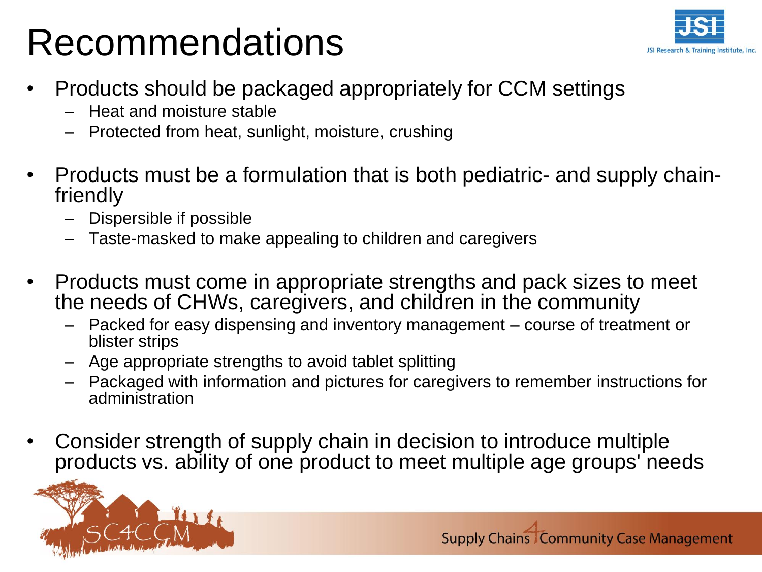# Recommendations

- Products should be packaged appropriately for CCM settings
  - Heat and moisture stable
  - Protected from heat, sunlight, moisture, crushing
- Products must be a formulation that is both pediatric- and supply chain-friendly
  - Dispersible if possible
  - Taste-masked to make appealing to children and caregivers
- Products must come in appropriate strengths and pack sizes to meet the needs of CHWs, caregivers, and children in the community
  - Packed for easy dispensing and inventory management – course of treatment or blister strips
  - Age appropriate strengths to avoid tablet splitting
  - Packaged with information and pictures for caregivers to remember instructions for administration
- Consider strength of supply chain in decision to introduce multiple products vs. ability of one product to meet multiple age groups' needs